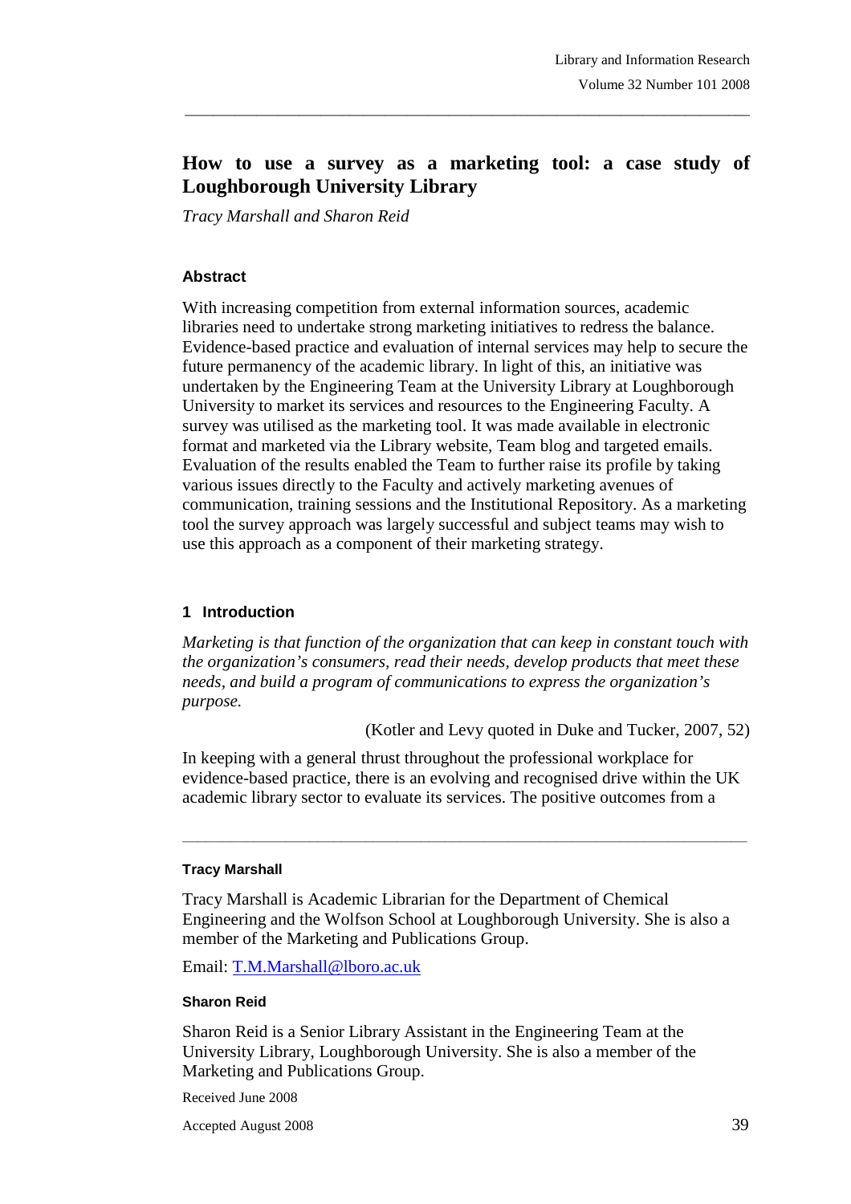# How to use a survey as a marketing tool: a case study of Loughborough University Library

*Tracy Marshall and Sharon Reid*

### Abstract

With increasing competition from external information sources, academic libraries need to undertake strong marketing initiatives to redress the balance. Evidence-based practice and evaluation of internal services may help to secure the future permanency of the academic library. In light of this, an initiative was undertaken by the Engineering Team at the University Library at Loughborough University to market its services and resources to the Engineering Faculty. A survey was utilised as the marketing tool. It was made available in electronic format and marketed via the Library website, Team blog and targeted emails. Evaluation of the results enabled the Team to further raise its profile by taking various issues directly to the Faculty and actively marketing avenues of communication, training sessions and the Institutional Repository. As a marketing tool the survey approach was largely successful and subject teams may wish to use this approach as a component of their marketing strategy.

## 1 Introduction

*Marketing is that function of the organization that can keep in constant touch with the organization's consumers, read their needs, develop products that meet these needs, and build a program of communications to express the organization's purpose.*

(Kotler and Levy quoted in Duke and Tucker, 2007, 52)

In keeping with a general thrust throughout the professional workplace for evidence-based practice, there is an evolving and recognised drive within the UK academic library sector to evaluate its services. The positive outcomes from a

---

#### Tracy Marshall

Tracy Marshall is Academic Librarian for the Department of Chemical Engineering and the Wolfson School at Loughborough University. She is also a member of the Marketing and Publications Group.

Email: T.M.Marshall@lboro.ac.uk

#### Sharon Reid

Sharon Reid is a Senior Library Assistant in the Engineering Team at the University Library, Loughborough University. She is also a member of the Marketing and Publications Group.

Received June 2008

Accepted August 2008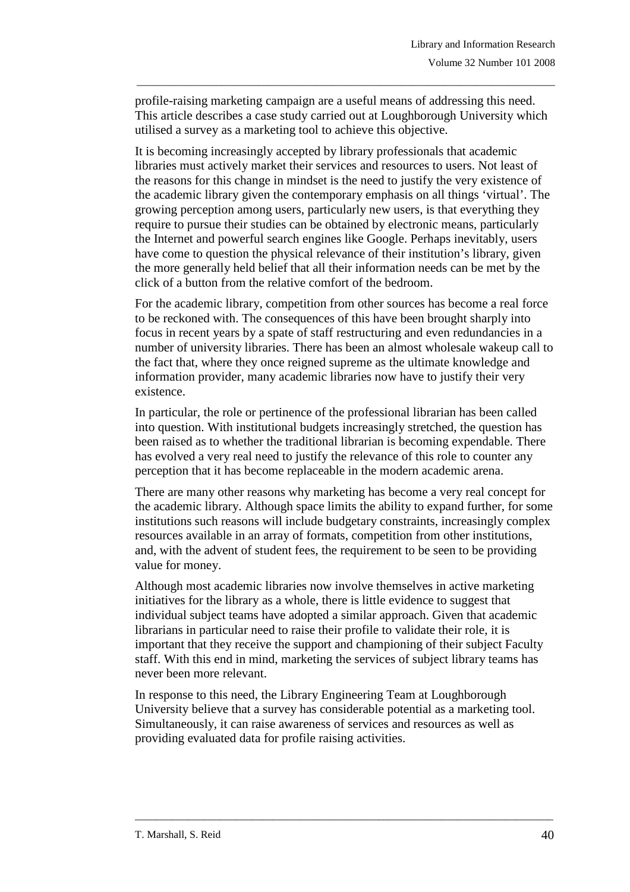profile-raising marketing campaign are a useful means of addressing this need. This article describes a case study carried out at Loughborough University which utilised a survey as a marketing tool to achieve this objective.

It is becoming increasingly accepted by library professionals that academic libraries must actively market their services and resources to users. Not least of the reasons for this change in mindset is the need to justify the very existence of the academic library given the contemporary emphasis on all things 'virtual'. The growing perception among users, particularly new users, is that everything they require to pursue their studies can be obtained by electronic means, particularly the Internet and powerful search engines like Google. Perhaps inevitably, users have come to question the physical relevance of their institution's library, given the more generally held belief that all their information needs can be met by the click of a button from the relative comfort of the bedroom.

For the academic library, competition from other sources has become a real force to be reckoned with. The consequences of this have been brought sharply into focus in recent years by a spate of staff restructuring and even redundancies in a number of university libraries. There has been an almost wholesale wakeup call to the fact that, where they once reigned supreme as the ultimate knowledge and information provider, many academic libraries now have to justify their very existence.

In particular, the role or pertinence of the professional librarian has been called into question. With institutional budgets increasingly stretched, the question has been raised as to whether the traditional librarian is becoming expendable. There has evolved a very real need to justify the relevance of this role to counter any perception that it has become replaceable in the modern academic arena.

There are many other reasons why marketing has become a very real concept for the academic library. Although space limits the ability to expand further, for some institutions such reasons will include budgetary constraints, increasingly complex resources available in an array of formats, competition from other institutions, and, with the advent of student fees, the requirement to be seen to be providing value for money.

Although most academic libraries now involve themselves in active marketing initiatives for the library as a whole, there is little evidence to suggest that individual subject teams have adopted a similar approach. Given that academic librarians in particular need to raise their profile to validate their role, it is important that they receive the support and championing of their subject Faculty staff. With this end in mind, marketing the services of subject library teams has never been more relevant.

In response to this need, the Library Engineering Team at Loughborough University believe that a survey has considerable potential as a marketing tool. Simultaneously, it can raise awareness of services and resources as well as providing evaluated data for profile raising activities.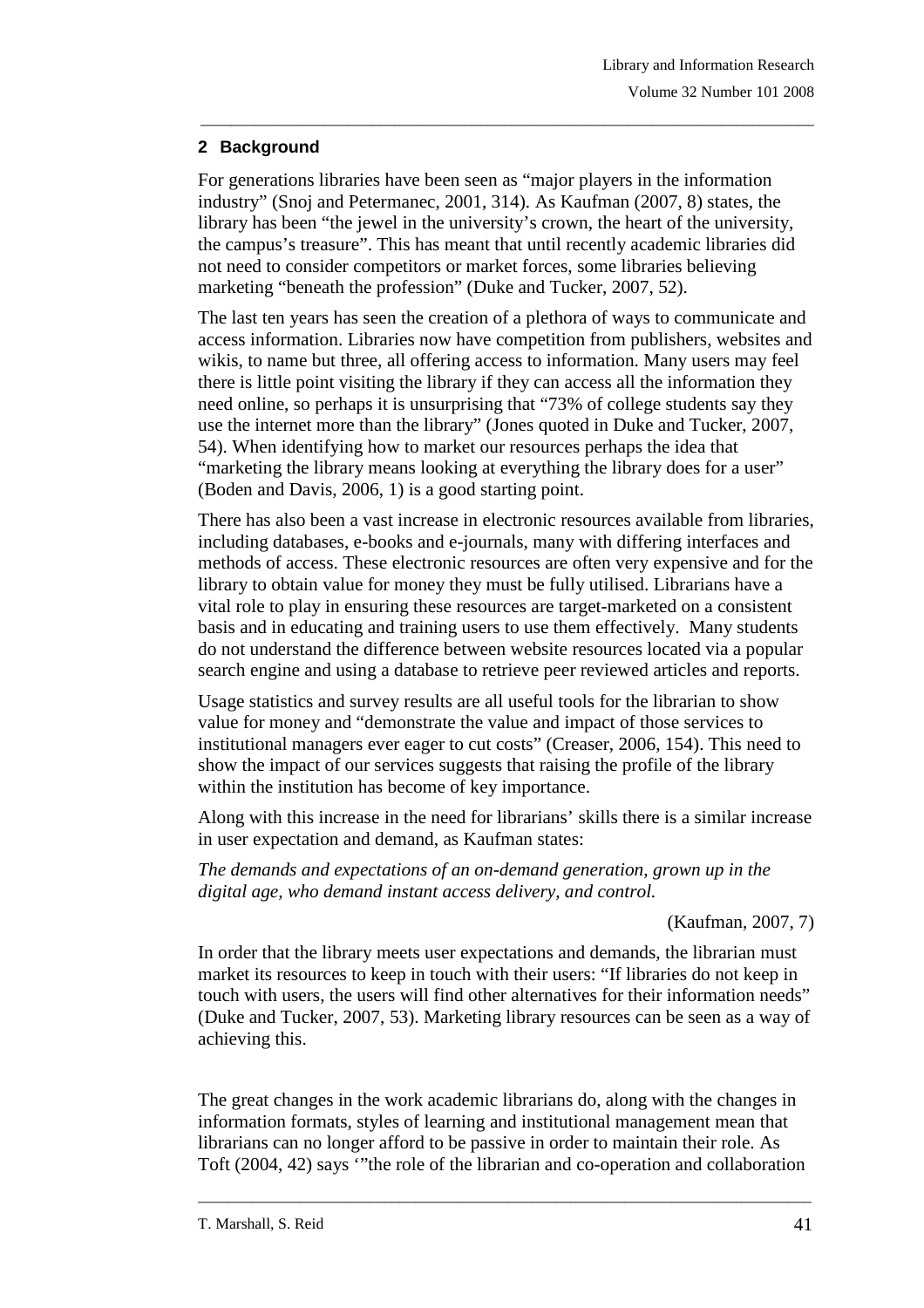## 2 Background

For generations libraries have been seen as "major players in the information industry" (Snoj and Petermanec, 2001, 314). As Kaufman (2007, 8) states, the library has been "the jewel in the university's crown, the heart of the university, the campus's treasure". This has meant that until recently academic libraries did not need to consider competitors or market forces, some libraries believing marketing "beneath the profession" (Duke and Tucker, 2007, 52).

The last ten years has seen the creation of a plethora of ways to communicate and access information. Libraries now have competition from publishers, websites and wikis, to name but three, all offering access to information. Many users may feel there is little point visiting the library if they can access all the information they need online, so perhaps it is unsurprising that "73% of college students say they use the internet more than the library" (Jones quoted in Duke and Tucker, 2007, 54). When identifying how to market our resources perhaps the idea that "marketing the library means looking at everything the library does for a user" (Boden and Davis, 2006, 1) is a good starting point.

There has also been a vast increase in electronic resources available from libraries, including databases, e-books and e-journals, many with differing interfaces and methods of access. These electronic resources are often very expensive and for the library to obtain value for money they must be fully utilised. Librarians have a vital role to play in ensuring these resources are target-marketed on a consistent basis and in educating and training users to use them effectively. Many students do not understand the difference between website resources located via a popular search engine and using a database to retrieve peer reviewed articles and reports.

Usage statistics and survey results are all useful tools for the librarian to show value for money and "demonstrate the value and impact of those services to institutional managers ever eager to cut costs" (Creaser, 2006, 154). This need to show the impact of our services suggests that raising the profile of the library within the institution has become of key importance.

Along with this increase in the need for librarians' skills there is a similar increase in user expectation and demand, as Kaufman states:

*The demands and expectations of an on-demand generation, grown up in the digital age, who demand instant access delivery, and control.*

(Kaufman, 2007, 7)

In order that the library meets user expectations and demands, the librarian must market its resources to keep in touch with their users: "If libraries do not keep in touch with users, the users will find other alternatives for their information needs" (Duke and Tucker, 2007, 53). Marketing library resources can be seen as a way of achieving this.

The great changes in the work academic librarians do, along with the changes in information formats, styles of learning and institutional management mean that librarians can no longer afford to be passive in order to maintain their role. As Toft (2004, 42) says '"the role of the librarian and co-operation and collaboration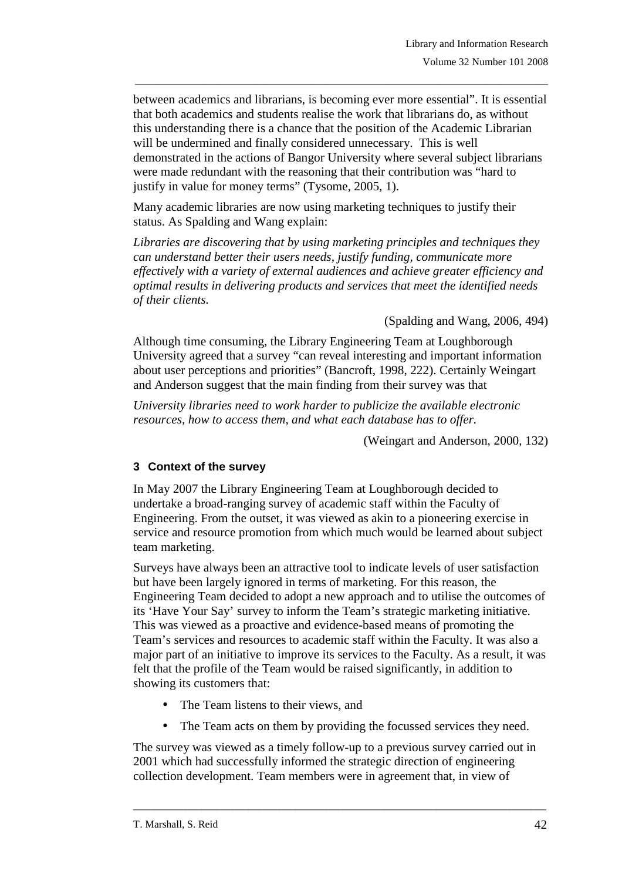between academics and librarians, is becoming ever more essential". It is essential that both academics and students realise the work that librarians do, as without this understanding there is a chance that the position of the Academic Librarian will be undermined and finally considered unnecessary. This is well demonstrated in the actions of Bangor University where several subject librarians were made redundant with the reasoning that their contribution was "hard to justify in value for money terms" (Tysome, 2005, 1).

Many academic libraries are now using marketing techniques to justify their status. As Spalding and Wang explain:

*Libraries are discovering that by using marketing principles and techniques they can understand better their users needs, justify funding, communicate more effectively with a variety of external audiences and achieve greater efficiency and optimal results in delivering products and services that meet the identified needs of their clients.*

(Spalding and Wang, 2006, 494)

Although time consuming, the Library Engineering Team at Loughborough University agreed that a survey "can reveal interesting and important information about user perceptions and priorities" (Bancroft, 1998, 222). Certainly Weingart and Anderson suggest that the main finding from their survey was that

*University libraries need to work harder to publicize the available electronic resources, how to access them, and what each database has to offer.*

(Weingart and Anderson, 2000, 132)

## 3 Context of the survey

In May 2007 the Library Engineering Team at Loughborough decided to undertake a broad-ranging survey of academic staff within the Faculty of Engineering. From the outset, it was viewed as akin to a pioneering exercise in service and resource promotion from which much would be learned about subject team marketing.

Surveys have always been an attractive tool to indicate levels of user satisfaction but have been largely ignored in terms of marketing. For this reason, the Engineering Team decided to adopt a new approach and to utilise the outcomes of its 'Have Your Say' survey to inform the Team's strategic marketing initiative. This was viewed as a proactive and evidence-based means of promoting the Team's services and resources to academic staff within the Faculty. It was also a major part of an initiative to improve its services to the Faculty. As a result, it was felt that the profile of the Team would be raised significantly, in addition to showing its customers that:

- The Team listens to their views, and
- The Team acts on them by providing the focussed services they need.

The survey was viewed as a timely follow-up to a previous survey carried out in 2001 which had successfully informed the strategic direction of engineering collection development. Team members were in agreement that, in view of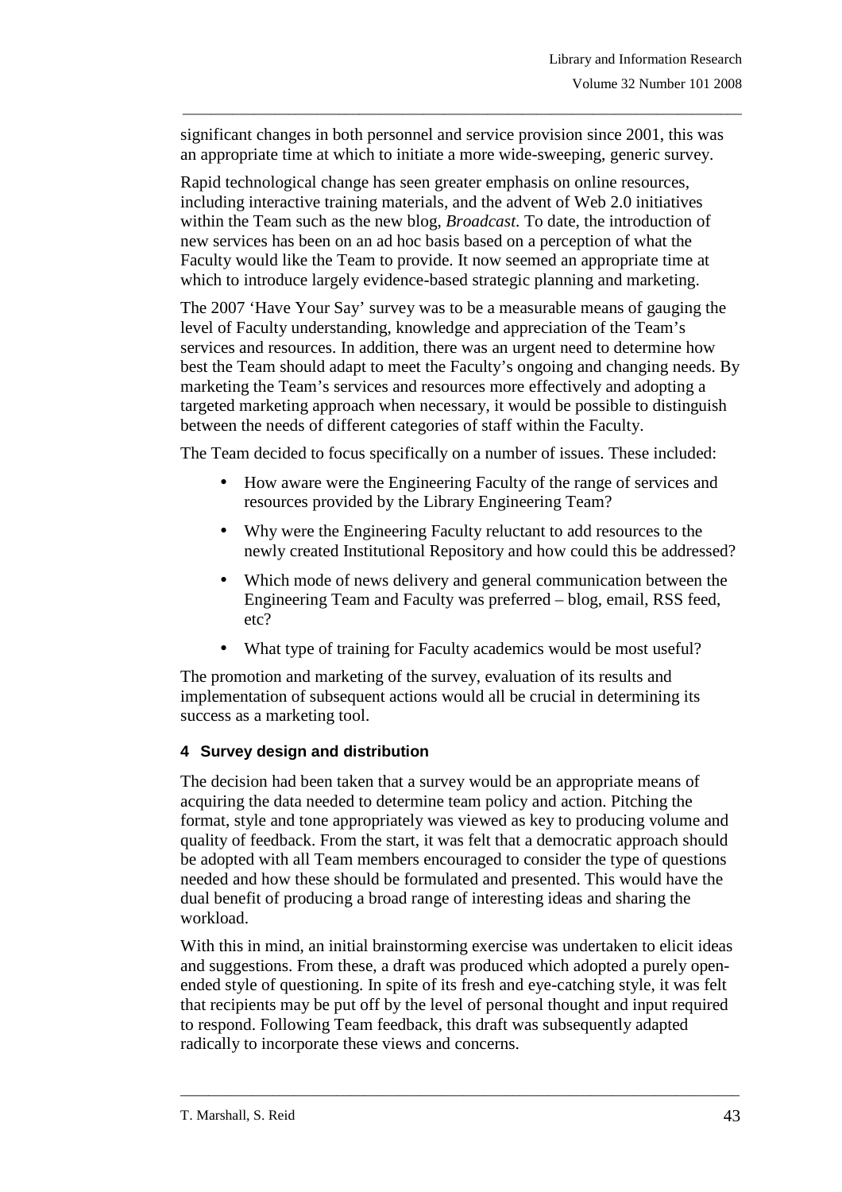significant changes in both personnel and service provision since 2001, this was an appropriate time at which to initiate a more wide-sweeping, generic survey.

Rapid technological change has seen greater emphasis on online resources, including interactive training materials, and the advent of Web 2.0 initiatives within the Team such as the new blog, *Broadcast*. To date, the introduction of new services has been on an ad hoc basis based on a perception of what the Faculty would like the Team to provide. It now seemed an appropriate time at which to introduce largely evidence-based strategic planning and marketing.

The 2007 'Have Your Say' survey was to be a measurable means of gauging the level of Faculty understanding, knowledge and appreciation of the Team's services and resources. In addition, there was an urgent need to determine how best the Team should adapt to meet the Faculty's ongoing and changing needs. By marketing the Team's services and resources more effectively and adopting a targeted marketing approach when necessary, it would be possible to distinguish between the needs of different categories of staff within the Faculty.

The Team decided to focus specifically on a number of issues. These included:

- How aware were the Engineering Faculty of the range of services and resources provided by the Library Engineering Team?
- Why were the Engineering Faculty reluctant to add resources to the newly created Institutional Repository and how could this be addressed?
- Which mode of news delivery and general communication between the Engineering Team and Faculty was preferred – blog, email, RSS feed, etc?
- What type of training for Faculty academics would be most useful?

The promotion and marketing of the survey, evaluation of its results and implementation of subsequent actions would all be crucial in determining its success as a marketing tool.

## 4 Survey design and distribution

The decision had been taken that a survey would be an appropriate means of acquiring the data needed to determine team policy and action. Pitching the format, style and tone appropriately was viewed as key to producing volume and quality of feedback. From the start, it was felt that a democratic approach should be adopted with all Team members encouraged to consider the type of questions needed and how these should be formulated and presented. This would have the dual benefit of producing a broad range of interesting ideas and sharing the workload.

With this in mind, an initial brainstorming exercise was undertaken to elicit ideas and suggestions. From these, a draft was produced which adopted a purely open-ended style of questioning. In spite of its fresh and eye-catching style, it was felt that recipients may be put off by the level of personal thought and input required to respond. Following Team feedback, this draft was subsequently adapted radically to incorporate these views and concerns.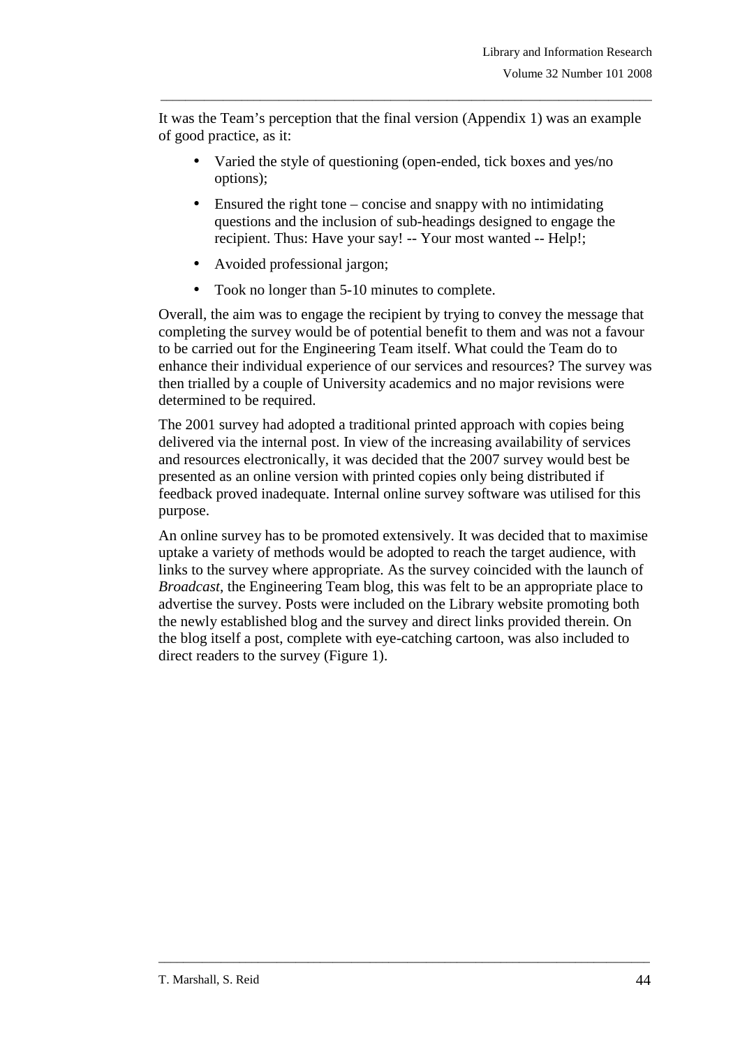It was the Team's perception that the final version (Appendix 1) was an example of good practice, as it:

- Varied the style of questioning (open-ended, tick boxes and yes/no options);
- Ensured the right tone – concise and snappy with no intimidating questions and the inclusion of sub-headings designed to engage the recipient. Thus: Have your say! -- Your most wanted -- Help!;
- Avoided professional jargon;
- Took no longer than 5-10 minutes to complete.

Overall, the aim was to engage the recipient by trying to convey the message that completing the survey would be of potential benefit to them and was not a favour to be carried out for the Engineering Team itself. What could the Team do to enhance their individual experience of our services and resources? The survey was then trialled by a couple of University academics and no major revisions were determined to be required.

The 2001 survey had adopted a traditional printed approach with copies being delivered via the internal post. In view of the increasing availability of services and resources electronically, it was decided that the 2007 survey would best be presented as an online version with printed copies only being distributed if feedback proved inadequate. Internal online survey software was utilised for this purpose.

An online survey has to be promoted extensively. It was decided that to maximise uptake a variety of methods would be adopted to reach the target audience, with links to the survey where appropriate. As the survey coincided with the launch of *Broadcast*, the Engineering Team blog, this was felt to be an appropriate place to advertise the survey. Posts were included on the Library website promoting both the newly established blog and the survey and direct links provided therein. On the blog itself a post, complete with eye-catching cartoon, was also included to direct readers to the survey (Figure 1).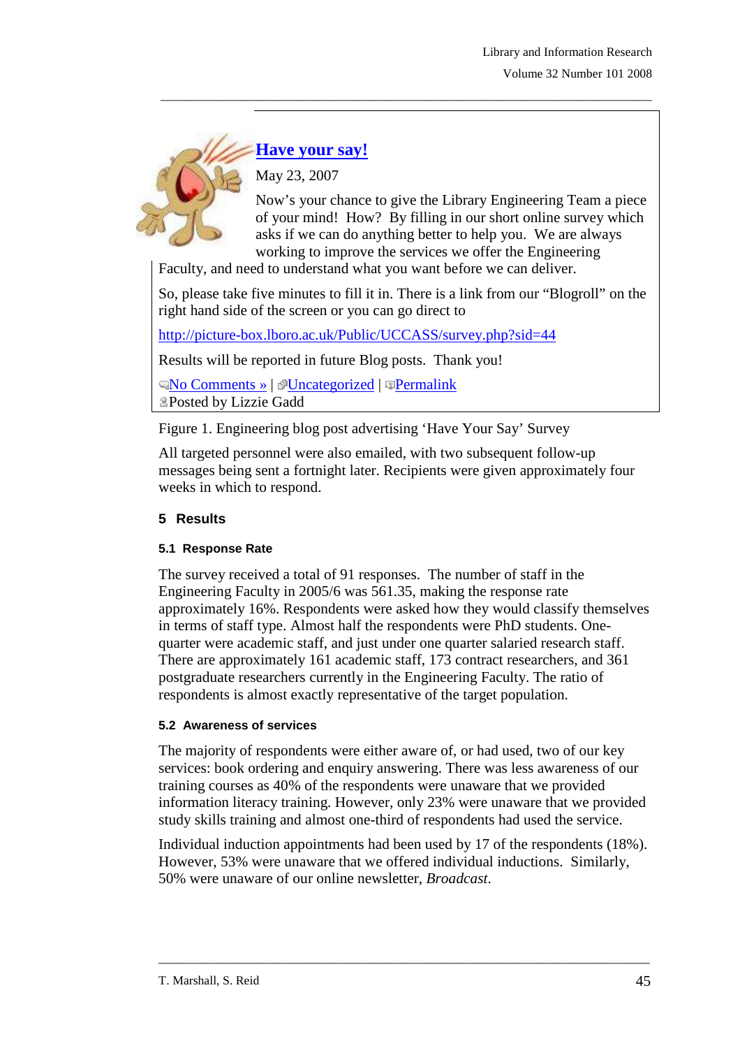## Have your say!

May 23, 2007

Now's your chance to give the Library Engineering Team a piece of your mind! How? By filling in our short online survey which asks if we can do anything better to help you. We are always working to improve the services we offer the Engineering Faculty, and need to understand what you want before we can deliver.

So, please take five minutes to fill it in. There is a link from our "Blogroll" on the right hand side of the screen or you can go direct to

http://picture-box.lboro.ac.uk/Public/UCCASS/survey.php?sid=44

Results will be reported in future Blog posts. Thank you!

No Comments » | Uncategorized | Permalink
Posted by Lizzie Gadd

Figure 1. Engineering blog post advertising 'Have Your Say' Survey

All targeted personnel were also emailed, with two subsequent follow-up messages being sent a fortnight later. Recipients were given approximately four weeks in which to respond.

## 5 Results

### 5.1 Response Rate

The survey received a total of 91 responses. The number of staff in the Engineering Faculty in 2005/6 was 561.35, making the response rate approximately 16%. Respondents were asked how they would classify themselves in terms of staff type. Almost half the respondents were PhD students. One-quarter were academic staff, and just under one quarter salaried research staff. There are approximately 161 academic staff, 173 contract researchers, and 361 postgraduate researchers currently in the Engineering Faculty. The ratio of respondents is almost exactly representative of the target population.

### 5.2 Awareness of services

The majority of respondents were either aware of, or had used, two of our key services: book ordering and enquiry answering. There was less awareness of our training courses as 40% of the respondents were unaware that we provided information literacy training. However, only 23% were unaware that we provided study skills training and almost one-third of respondents had used the service.

Individual induction appointments had been used by 17 of the respondents (18%). However, 53% were unaware that we offered individual inductions. Similarly, 50% were unaware of our online newsletter, *Broadcast*.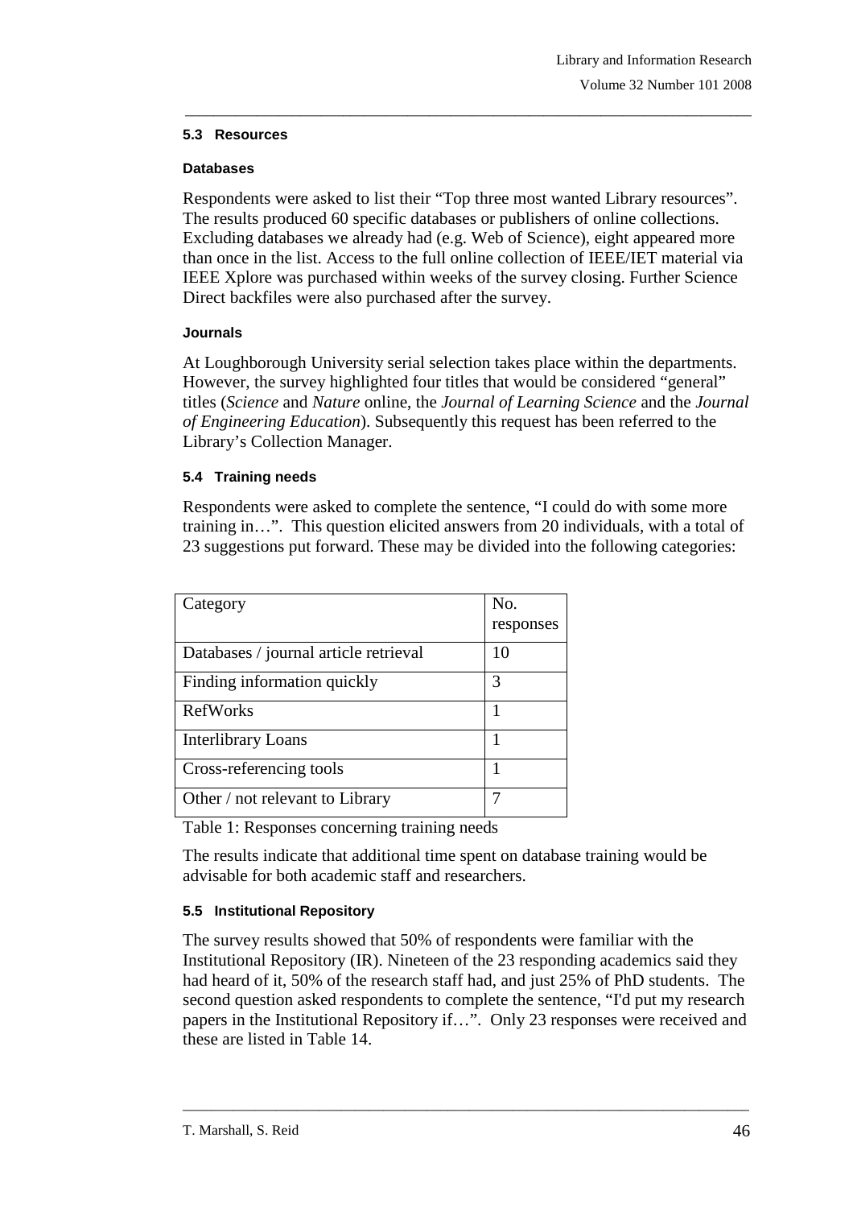### 5.3 Resources

#### Databases

Respondents were asked to list their "Top three most wanted Library resources". The results produced 60 specific databases or publishers of online collections. Excluding databases we already had (e.g. Web of Science), eight appeared more than once in the list. Access to the full online collection of IEEE/IET material via IEEE Xplore was purchased within weeks of the survey closing. Further Science Direct backfiles were also purchased after the survey.

#### Journals

At Loughborough University serial selection takes place within the departments. However, the survey highlighted four titles that would be considered "general" titles (*Science* and *Nature* online, the *Journal of Learning Science* and the *Journal of Engineering Education*). Subsequently this request has been referred to the Library's Collection Manager.

### 5.4 Training needs

Respondents were asked to complete the sentence, "I could do with some more training in…". This question elicited answers from 20 individuals, with a total of 23 suggestions put forward. These may be divided into the following categories:

| Category | No. responses |
|---|---|
| Databases / journal article retrieval | 10 |
| Finding information quickly | 3 |
| RefWorks | 1 |
| Interlibrary Loans | 1 |
| Cross-referencing tools | 1 |
| Other / not relevant to Library | 7 |

Table 1: Responses concerning training needs

The results indicate that additional time spent on database training would be advisable for both academic staff and researchers.

### 5.5 Institutional Repository

The survey results showed that 50% of respondents were familiar with the Institutional Repository (IR). Nineteen of the 23 responding academics said they had heard of it, 50% of the research staff had, and just 25% of PhD students. The second question asked respondents to complete the sentence, "I'd put my research papers in the Institutional Repository if…". Only 23 responses were received and these are listed in Table 14.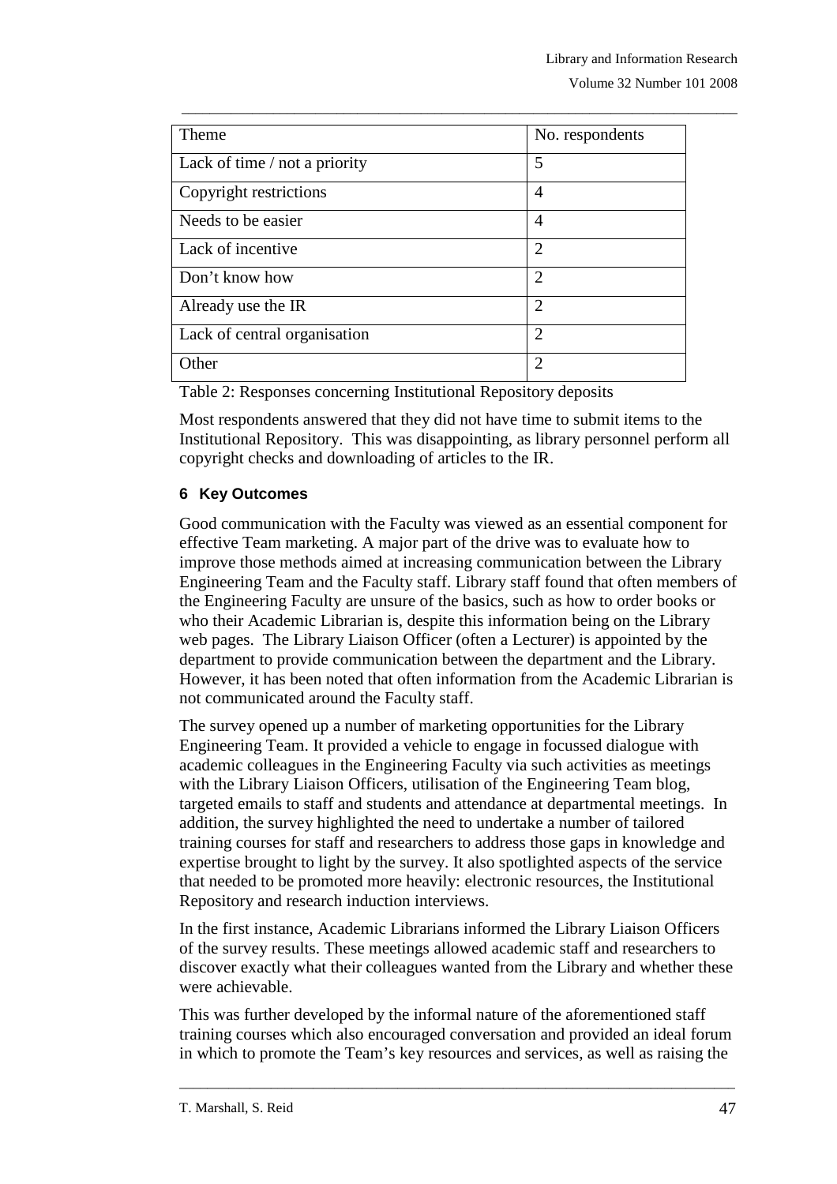| Theme | No. respondents |
|---|---|
| Lack of time / not a priority | 5 |
| Copyright restrictions | 4 |
| Needs to be easier | 4 |
| Lack of incentive | 2 |
| Don't know how | 2 |
| Already use the IR | 2 |
| Lack of central organisation | 2 |
| Other | 2 |

Table 2: Responses concerning Institutional Repository deposits

Most respondents answered that they did not have time to submit items to the Institutional Repository. This was disappointing, as library personnel perform all copyright checks and downloading of articles to the IR.

## 6 Key Outcomes

Good communication with the Faculty was viewed as an essential component for effective Team marketing. A major part of the drive was to evaluate how to improve those methods aimed at increasing communication between the Library Engineering Team and the Faculty staff. Library staff found that often members of the Engineering Faculty are unsure of the basics, such as how to order books or who their Academic Librarian is, despite this information being on the Library web pages. The Library Liaison Officer (often a Lecturer) is appointed by the department to provide communication between the department and the Library. However, it has been noted that often information from the Academic Librarian is not communicated around the Faculty staff.

The survey opened up a number of marketing opportunities for the Library Engineering Team. It provided a vehicle to engage in focussed dialogue with academic colleagues in the Engineering Faculty via such activities as meetings with the Library Liaison Officers, utilisation of the Engineering Team blog, targeted emails to staff and students and attendance at departmental meetings. In addition, the survey highlighted the need to undertake a number of tailored training courses for staff and researchers to address those gaps in knowledge and expertise brought to light by the survey. It also spotlighted aspects of the service that needed to be promoted more heavily: electronic resources, the Institutional Repository and research induction interviews.

In the first instance, Academic Librarians informed the Library Liaison Officers of the survey results. These meetings allowed academic staff and researchers to discover exactly what their colleagues wanted from the Library and whether these were achievable.

This was further developed by the informal nature of the aforementioned staff training courses which also encouraged conversation and provided an ideal forum in which to promote the Team's key resources and services, as well as raising the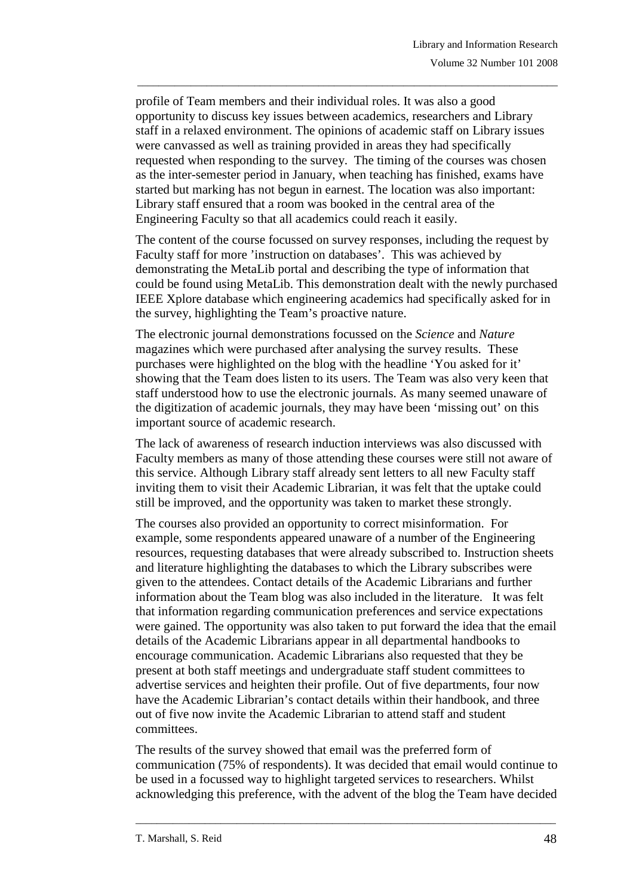profile of Team members and their individual roles. It was also a good opportunity to discuss key issues between academics, researchers and Library staff in a relaxed environment. The opinions of academic staff on Library issues were canvassed as well as training provided in areas they had specifically requested when responding to the survey. The timing of the courses was chosen as the inter-semester period in January, when teaching has finished, exams have started but marking has not begun in earnest. The location was also important: Library staff ensured that a room was booked in the central area of the Engineering Faculty so that all academics could reach it easily.

The content of the course focussed on survey responses, including the request by Faculty staff for more 'instruction on databases'. This was achieved by demonstrating the MetaLib portal and describing the type of information that could be found using MetaLib. This demonstration dealt with the newly purchased IEEE Xplore database which engineering academics had specifically asked for in the survey, highlighting the Team's proactive nature.

The electronic journal demonstrations focussed on the *Science* and *Nature* magazines which were purchased after analysing the survey results. These purchases were highlighted on the blog with the headline 'You asked for it' showing that the Team does listen to its users. The Team was also very keen that staff understood how to use the electronic journals. As many seemed unaware of the digitization of academic journals, they may have been 'missing out' on this important source of academic research.

The lack of awareness of research induction interviews was also discussed with Faculty members as many of those attending these courses were still not aware of this service. Although Library staff already sent letters to all new Faculty staff inviting them to visit their Academic Librarian, it was felt that the uptake could still be improved, and the opportunity was taken to market these strongly.

The courses also provided an opportunity to correct misinformation. For example, some respondents appeared unaware of a number of the Engineering resources, requesting databases that were already subscribed to. Instruction sheets and literature highlighting the databases to which the Library subscribes were given to the attendees. Contact details of the Academic Librarians and further information about the Team blog was also included in the literature. It was felt that information regarding communication preferences and service expectations were gained. The opportunity was also taken to put forward the idea that the email details of the Academic Librarians appear in all departmental handbooks to encourage communication. Academic Librarians also requested that they be present at both staff meetings and undergraduate staff student committees to advertise services and heighten their profile. Out of five departments, four now have the Academic Librarian's contact details within their handbook, and three out of five now invite the Academic Librarian to attend staff and student committees.

The results of the survey showed that email was the preferred form of communication (75% of respondents). It was decided that email would continue to be used in a focussed way to highlight targeted services to researchers. Whilst acknowledging this preference, with the advent of the blog the Team have decided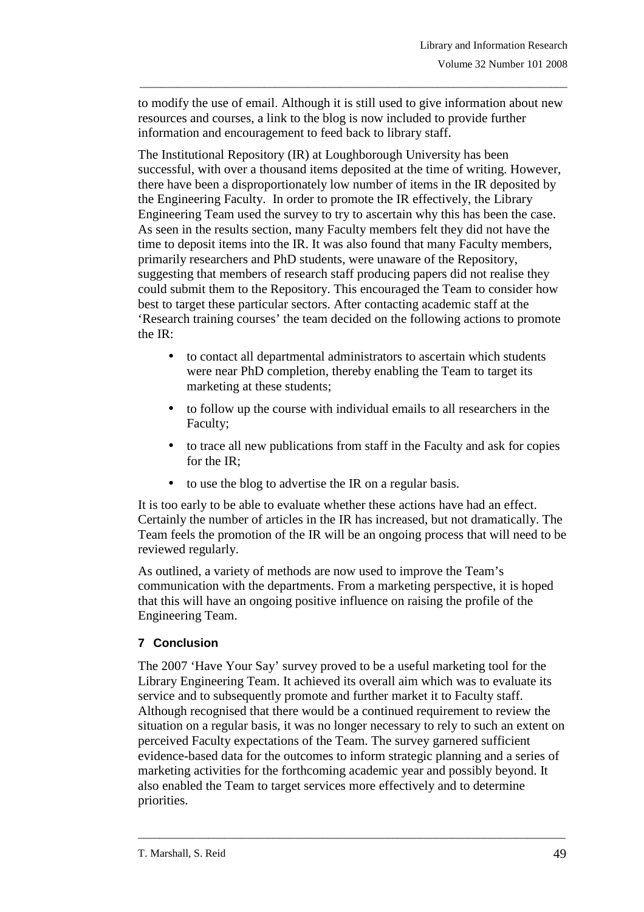to modify the use of email. Although it is still used to give information about new resources and courses, a link to the blog is now included to provide further information and encouragement to feed back to library staff.

The Institutional Repository (IR) at Loughborough University has been successful, with over a thousand items deposited at the time of writing. However, there have been a disproportionately low number of items in the IR deposited by the Engineering Faculty. In order to promote the IR effectively, the Library Engineering Team used the survey to try to ascertain why this has been the case. As seen in the results section, many Faculty members felt they did not have the time to deposit items into the IR. It was also found that many Faculty members, primarily researchers and PhD students, were unaware of the Repository, suggesting that members of research staff producing papers did not realise they could submit them to the Repository. This encouraged the Team to consider how best to target these particular sectors. After contacting academic staff at the 'Research training courses' the team decided on the following actions to promote the IR:

- to contact all departmental administrators to ascertain which students were near PhD completion, thereby enabling the Team to target its marketing at these students;
- to follow up the course with individual emails to all researchers in the Faculty;
- to trace all new publications from staff in the Faculty and ask for copies for the IR;
- to use the blog to advertise the IR on a regular basis.

It is too early to be able to evaluate whether these actions have had an effect. Certainly the number of articles in the IR has increased, but not dramatically. The Team feels the promotion of the IR will be an ongoing process that will need to be reviewed regularly.

As outlined, a variety of methods are now used to improve the Team's communication with the departments. From a marketing perspective, it is hoped that this will have an ongoing positive influence on raising the profile of the Engineering Team.

## 7 Conclusion

The 2007 'Have Your Say' survey proved to be a useful marketing tool for the Library Engineering Team. It achieved its overall aim which was to evaluate its service and to subsequently promote and further market it to Faculty staff. Although recognised that there would be a continued requirement to review the situation on a regular basis, it was no longer necessary to rely to such an extent on perceived Faculty expectations of the Team. The survey garnered sufficient evidence-based data for the outcomes to inform strategic planning and a series of marketing activities for the forthcoming academic year and possibly beyond. It also enabled the Team to target services more effectively and to determine priorities.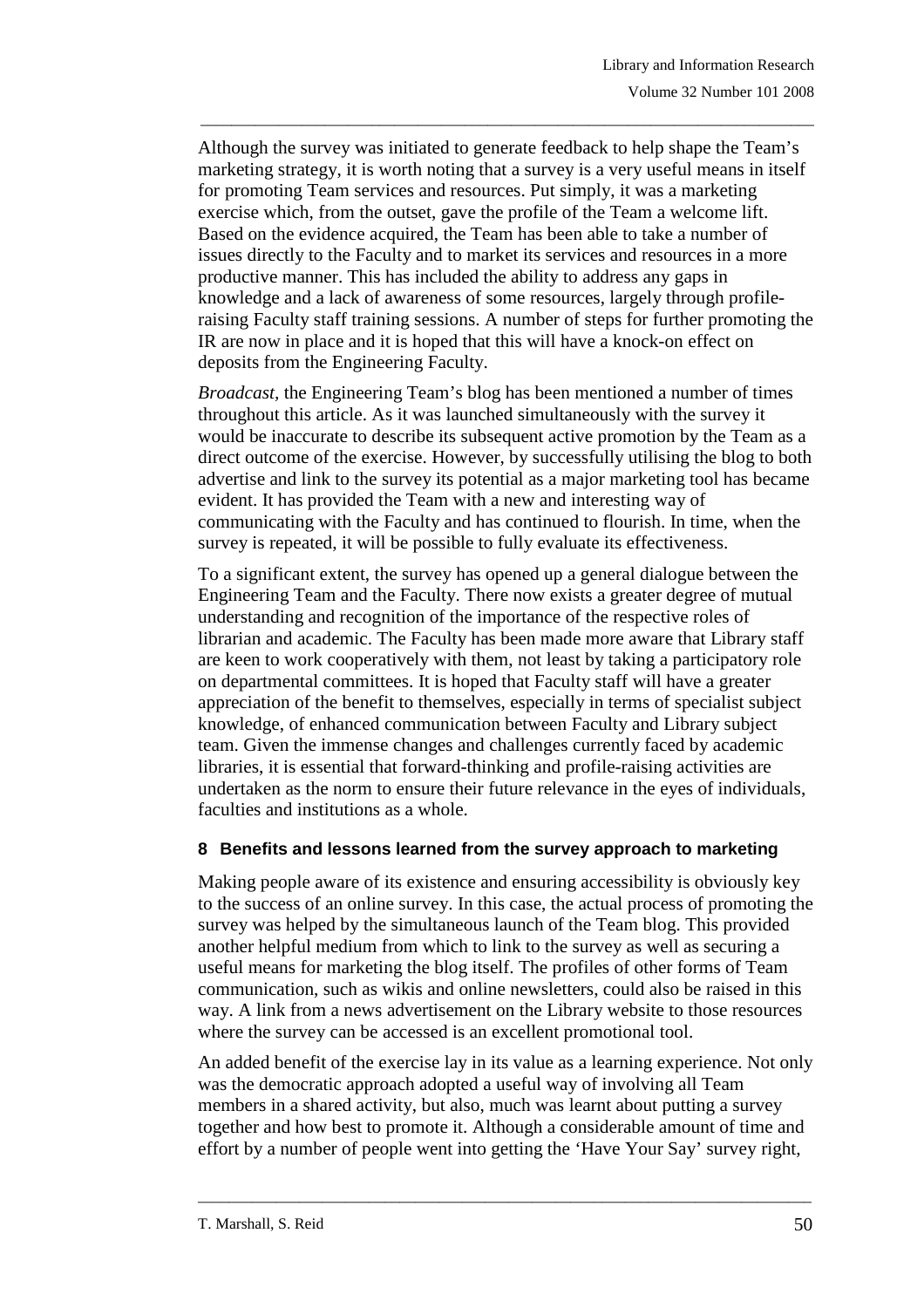Although the survey was initiated to generate feedback to help shape the Team's marketing strategy, it is worth noting that a survey is a very useful means in itself for promoting Team services and resources. Put simply, it was a marketing exercise which, from the outset, gave the profile of the Team a welcome lift. Based on the evidence acquired, the Team has been able to take a number of issues directly to the Faculty and to market its services and resources in a more productive manner. This has included the ability to address any gaps in knowledge and a lack of awareness of some resources, largely through profile-raising Faculty staff training sessions. A number of steps for further promoting the IR are now in place and it is hoped that this will have a knock-on effect on deposits from the Engineering Faculty.

*Broadcast*, the Engineering Team's blog has been mentioned a number of times throughout this article. As it was launched simultaneously with the survey it would be inaccurate to describe its subsequent active promotion by the Team as a direct outcome of the exercise. However, by successfully utilising the blog to both advertise and link to the survey its potential as a major marketing tool has became evident. It has provided the Team with a new and interesting way of communicating with the Faculty and has continued to flourish. In time, when the survey is repeated, it will be possible to fully evaluate its effectiveness.

To a significant extent, the survey has opened up a general dialogue between the Engineering Team and the Faculty. There now exists a greater degree of mutual understanding and recognition of the importance of the respective roles of librarian and academic. The Faculty has been made more aware that Library staff are keen to work cooperatively with them, not least by taking a participatory role on departmental committees. It is hoped that Faculty staff will have a greater appreciation of the benefit to themselves, especially in terms of specialist subject knowledge, of enhanced communication between Faculty and Library subject team. Given the immense changes and challenges currently faced by academic libraries, it is essential that forward-thinking and profile-raising activities are undertaken as the norm to ensure their future relevance in the eyes of individuals, faculties and institutions as a whole.

## 8 Benefits and lessons learned from the survey approach to marketing

Making people aware of its existence and ensuring accessibility is obviously key to the success of an online survey. In this case, the actual process of promoting the survey was helped by the simultaneous launch of the Team blog. This provided another helpful medium from which to link to the survey as well as securing a useful means for marketing the blog itself. The profiles of other forms of Team communication, such as wikis and online newsletters, could also be raised in this way. A link from a news advertisement on the Library website to those resources where the survey can be accessed is an excellent promotional tool.

An added benefit of the exercise lay in its value as a learning experience. Not only was the democratic approach adopted a useful way of involving all Team members in a shared activity, but also, much was learnt about putting a survey together and how best to promote it. Although a considerable amount of time and effort by a number of people went into getting the 'Have Your Say' survey right,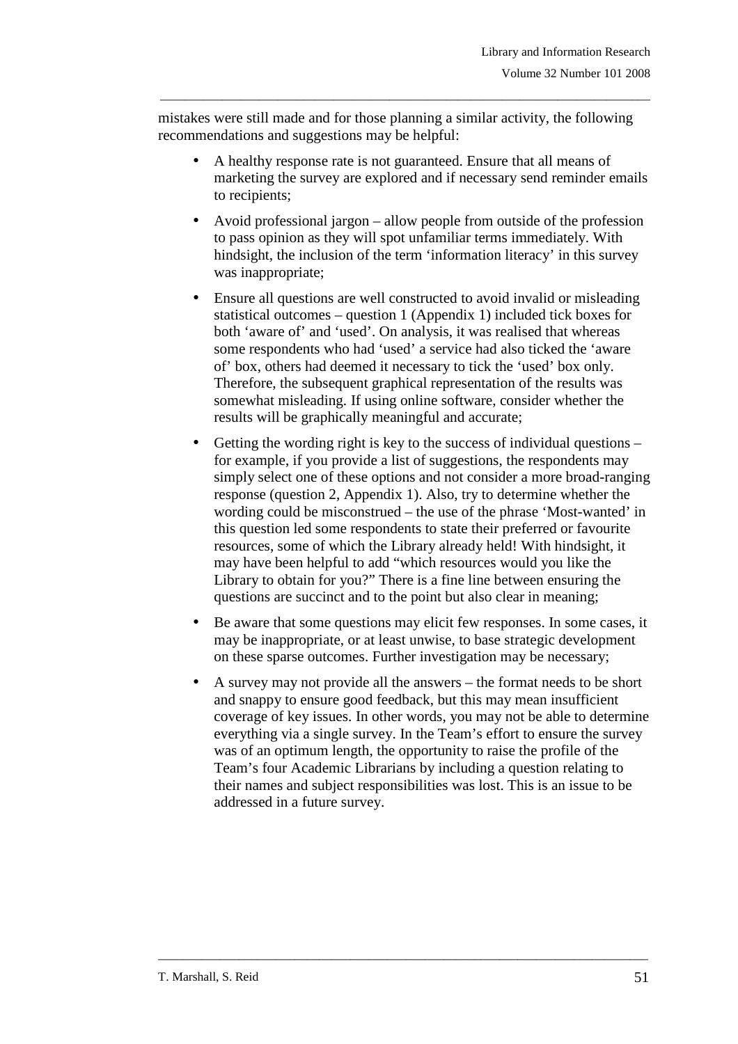mistakes were still made and for those planning a similar activity, the following recommendations and suggestions may be helpful:

- A healthy response rate is not guaranteed. Ensure that all means of marketing the survey are explored and if necessary send reminder emails to recipients;
- Avoid professional jargon – allow people from outside of the profession to pass opinion as they will spot unfamiliar terms immediately. With hindsight, the inclusion of the term 'information literacy' in this survey was inappropriate;
- Ensure all questions are well constructed to avoid invalid or misleading statistical outcomes – question 1 (Appendix 1) included tick boxes for both 'aware of' and 'used'. On analysis, it was realised that whereas some respondents who had 'used' a service had also ticked the 'aware of' box, others had deemed it necessary to tick the 'used' box only. Therefore, the subsequent graphical representation of the results was somewhat misleading. If using online software, consider whether the results will be graphically meaningful and accurate;
- Getting the wording right is key to the success of individual questions – for example, if you provide a list of suggestions, the respondents may simply select one of these options and not consider a more broad-ranging response (question 2, Appendix 1). Also, try to determine whether the wording could be misconstrued – the use of the phrase 'Most-wanted' in this question led some respondents to state their preferred or favourite resources, some of which the Library already held! With hindsight, it may have been helpful to add "which resources would you like the Library to obtain for you?" There is a fine line between ensuring the questions are succinct and to the point but also clear in meaning;
- Be aware that some questions may elicit few responses. In some cases, it may be inappropriate, or at least unwise, to base strategic development on these sparse outcomes. Further investigation may be necessary;
- A survey may not provide all the answers – the format needs to be short and snappy to ensure good feedback, but this may mean insufficient coverage of key issues. In other words, you may not be able to determine everything via a single survey. In the Team's effort to ensure the survey was of an optimum length, the opportunity to raise the profile of the Team's four Academic Librarians by including a question relating to their names and subject responsibilities was lost. This is an issue to be addressed in a future survey.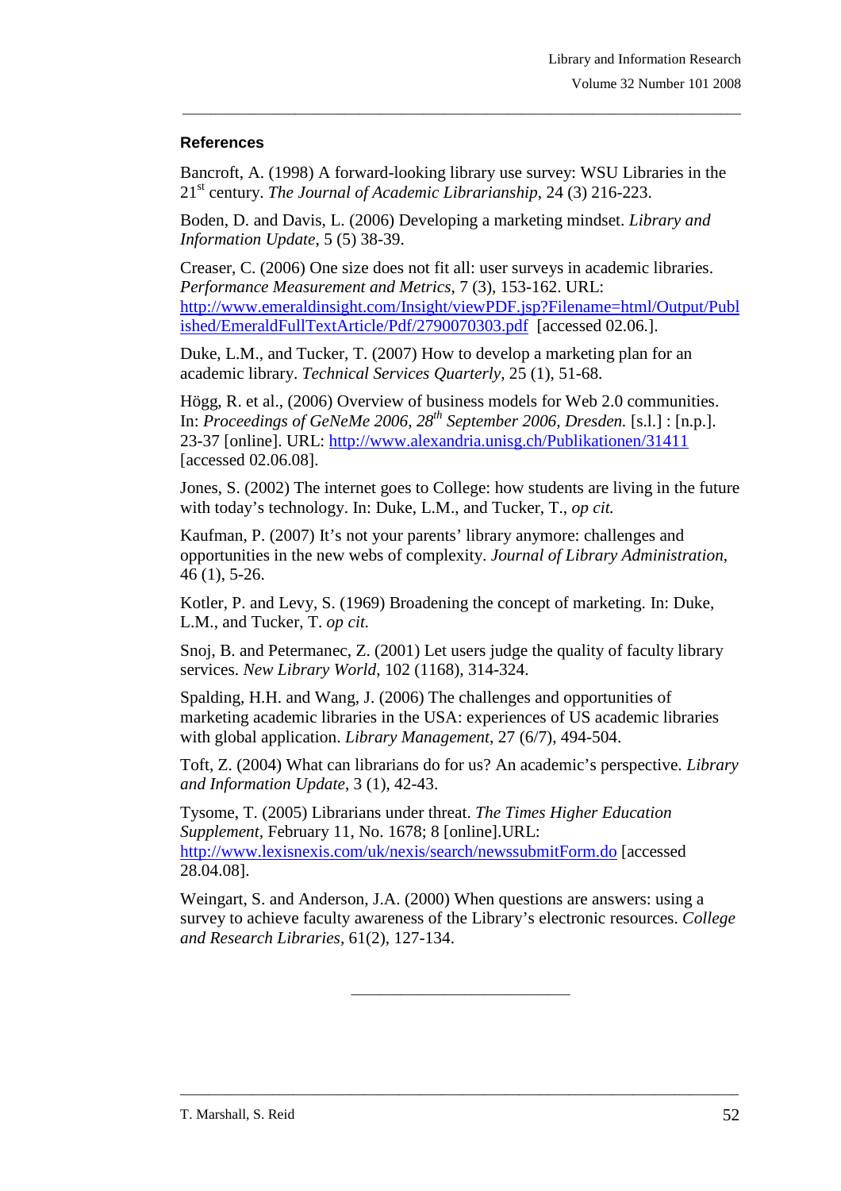## References

Bancroft, A. (1998) A forward-looking library use survey: WSU Libraries in the 21st century. *The Journal of Academic Librarianship*, 24 (3) 216-223.

Boden, D. and Davis, L. (2006) Developing a marketing mindset. *Library and Information Update*, 5 (5) 38-39.

Creaser, C. (2006) One size does not fit all: user surveys in academic libraries. *Performance Measurement and Metrics*, 7 (3), 153-162. URL: http://www.emeraldinsight.com/Insight/viewPDF.jsp?Filename=html/Output/Published/EmeraldFullTextArticle/Pdf/2790070303.pdf [accessed 02.06.].

Duke, L.M., and Tucker, T. (2007) How to develop a marketing plan for an academic library. *Technical Services Quarterly*, 25 (1), 51-68.

Högg, R. et al., (2006) Overview of business models for Web 2.0 communities. In: *Proceedings of GeNeMe 2006, 28th September 2006, Dresden.* [s.l.] : [n.p.]. 23-37 [online]. URL: http://www.alexandria.unisg.ch/Publikationen/31411 [accessed 02.06.08].

Jones, S. (2002) The internet goes to College: how students are living in the future with today's technology. In: Duke, L.M., and Tucker, T., *op cit.*

Kaufman, P. (2007) It's not your parents' library anymore: challenges and opportunities in the new webs of complexity. *Journal of Library Administration*, 46 (1), 5-26.

Kotler, P. and Levy, S. (1969) Broadening the concept of marketing. In: Duke, L.M., and Tucker, T. *op cit.*

Snoj, B. and Petermanec, Z. (2001) Let users judge the quality of faculty library services. *New Library World*, 102 (1168), 314-324.

Spalding, H.H. and Wang, J. (2006) The challenges and opportunities of marketing academic libraries in the USA: experiences of US academic libraries with global application. *Library Management*, 27 (6/7), 494-504.

Toft, Z. (2004) What can librarians do for us? An academic's perspective. *Library and Information Update*, 3 (1), 42-43.

Tysome, T. (2005) Librarians under threat. *The Times Higher Education Supplement*, February 11, No. 1678; 8 [online].URL: http://www.lexisnexis.com/uk/nexis/search/newssubmitForm.do [accessed 28.04.08].

Weingart, S. and Anderson, J.A. (2000) When questions are answers: using a survey to achieve faculty awareness of the Library's electronic resources. *College and Research Libraries*, 61(2), 127-134.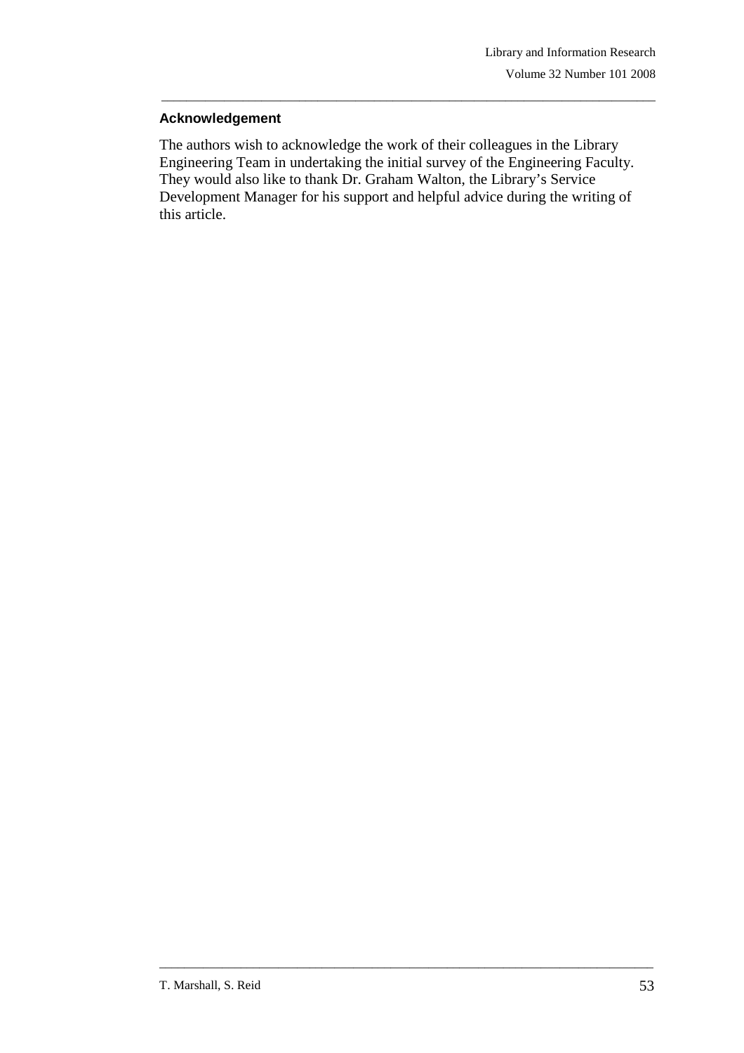## Acknowledgement

The authors wish to acknowledge the work of their colleagues in the Library Engineering Team in undertaking the initial survey of the Engineering Faculty. They would also like to thank Dr. Graham Walton, the Library's Service Development Manager for his support and helpful advice during the writing of this article.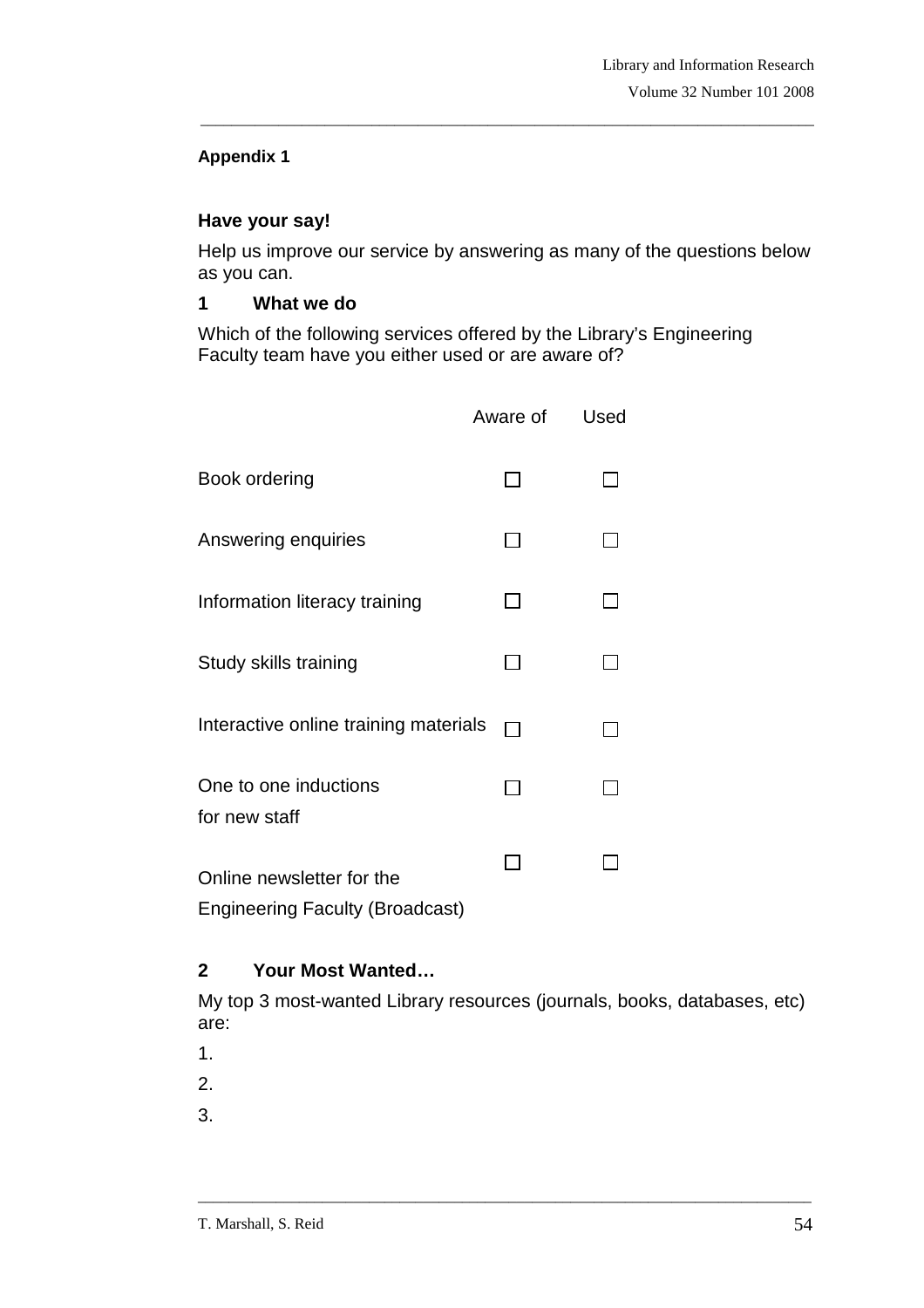## Appendix 1

### Have your say!

Help us improve our service by answering as many of the questions below as you can.

### 1 What we do

Which of the following services offered by the Library's Engineering Faculty team have you either used or are aware of?

| | Aware of | Used |
|---|---|---|
| Book ordering | ☐ | ☐ |
| Answering enquiries | ☐ | ☐ |
| Information literacy training | ☐ | ☐ |
| Study skills training | ☐ | ☐ |
| Interactive online training materials | ☐ | ☐ |
| One to one inductions for new staff | ☐ | ☐ |
| Online newsletter for the Engineering Faculty (Broadcast) | ☐ | ☐ |

### 2 Your Most Wanted…

My top 3 most-wanted Library resources (journals, books, databases, etc) are:

1.

2.

3.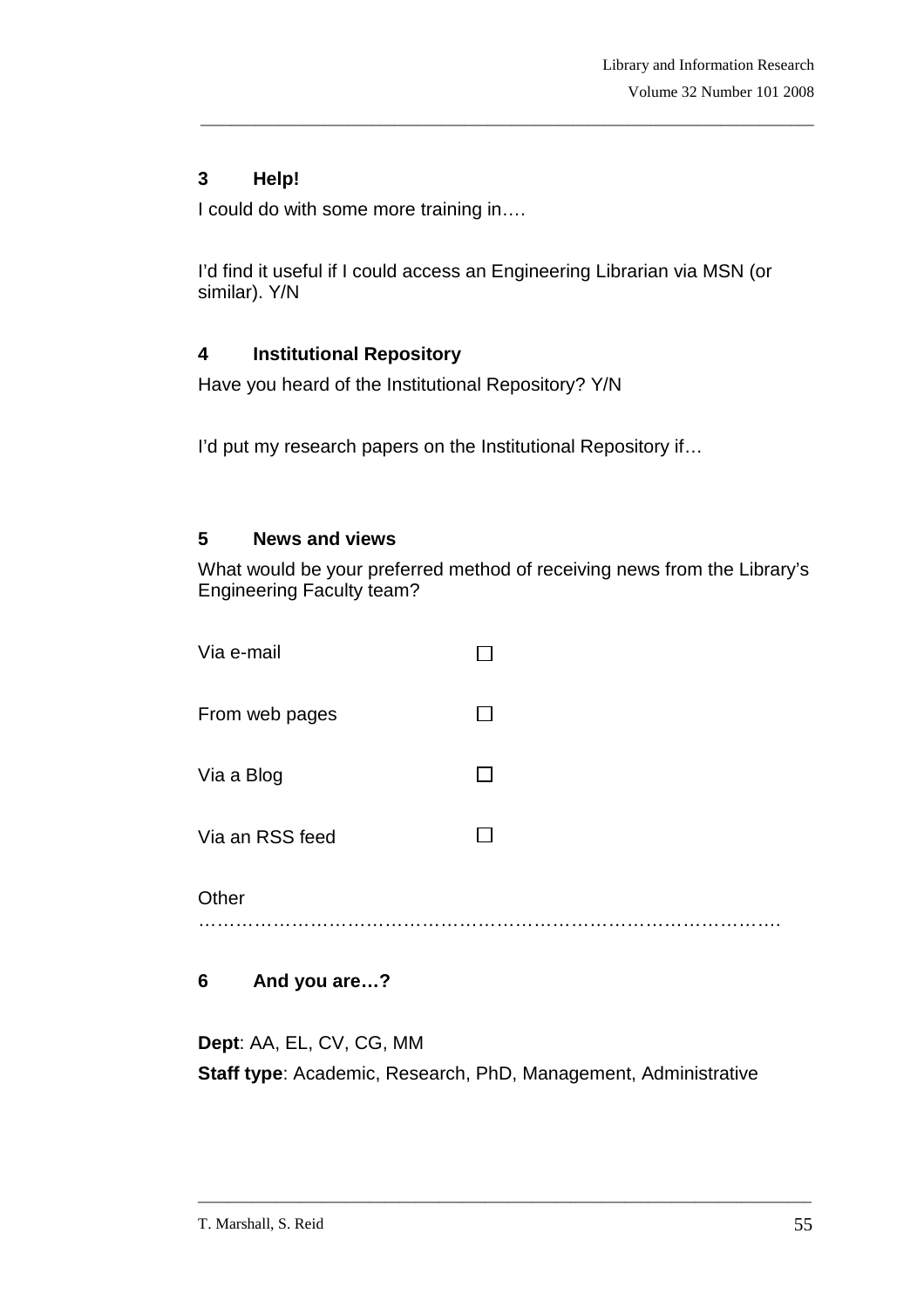## 3 Help!

I could do with some more training in….

I'd find it useful if I could access an Engineering Librarian via MSN (or similar). Y/N

## 4 Institutional Repository

Have you heard of the Institutional Repository? Y/N

I'd put my research papers on the Institutional Repository if…

## 5 News and views

What would be your preferred method of receiving news from the Library's Engineering Faculty team?

Via e-mail ☐

From web pages ☐

Via a Blog ☐

Via an RSS feed ☐

Other ……………………………………………………………………………….

## 6 And you are…?

**Dept**: AA, EL, CV, CG, MM

**Staff type**: Academic, Research, PhD, Management, Administrative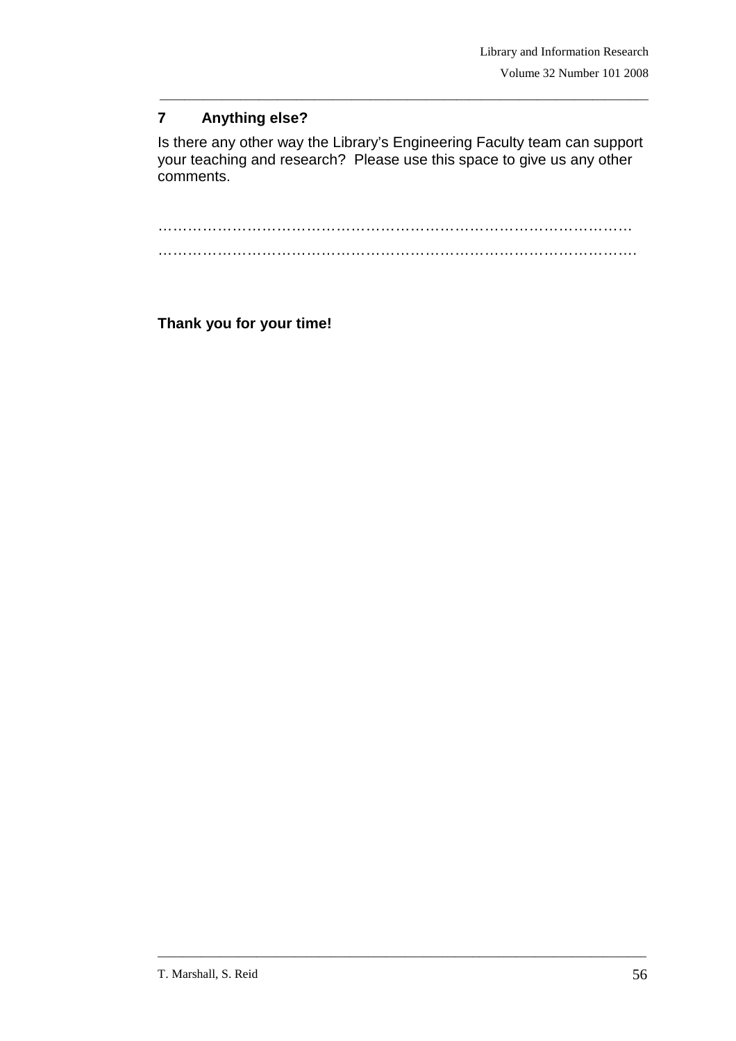## 7 Anything else?

Is there any other way the Library's Engineering Faculty team can support your teaching and research? Please use this space to give us any other comments.

………………………………………………………………………………………

……………………………………………………………………………………….

**Thank you for your time!**